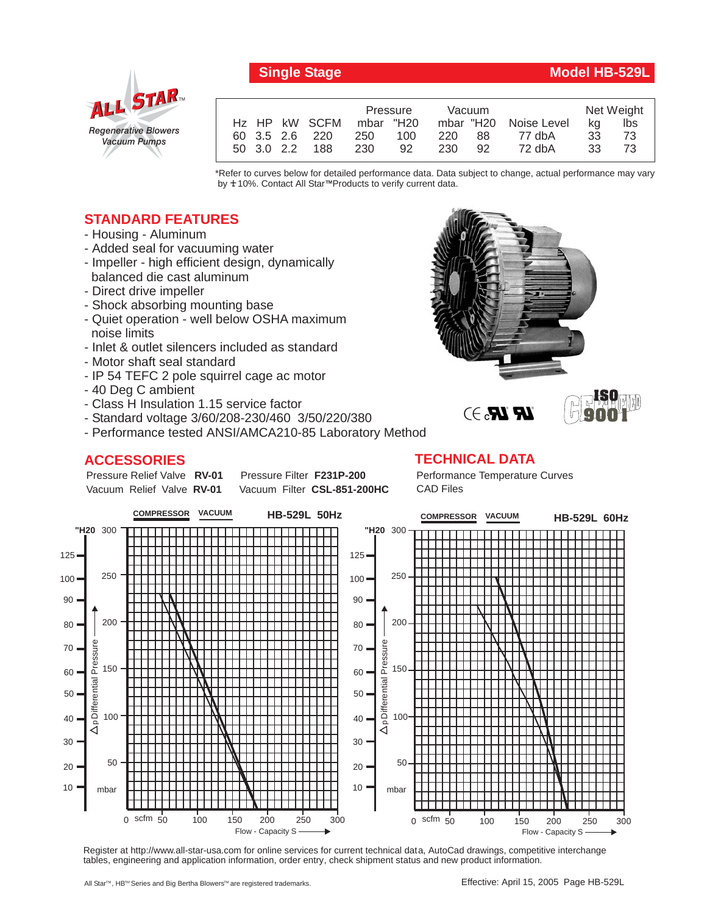## Single Stage — Model HB-529L

**All Star** — Regenerative Blowers, Vacuum Pumps

| Hz | HP | kW | SCFM | Pressure mbar | Pressure "H20 | Vacuum mbar | Vacuum "H20 | Noise Level | Net Weight kg | Net Weight lbs |
|---|---|---|---|---|---|---|---|---|---|---|
| 60 | 3.5 | 2.6 | 220 | 250 | 100 | 220 | 88 | 77 dbA | 33 | 73 |
| 50 | 3.0 | 2.2 | 188 | 230 | 92 | 230 | 92 | 72 dbA | 33 | 73 |

*Refer to curves below for detailed performance data. Data subject to change, actual performance may vary by ± 10%. Contact All Star™ Products to verify current data.

## STANDARD FEATURES

- Housing - Aluminum
- Added seal for vacuuming water
- Impeller - high efficient design, dynamically balanced die cast aluminum
- Direct drive impeller
- Shock absorbing mounting base
- Quiet operation - well below OSHA maximum noise limits
- Inlet & outlet silencers included as standard
- Motor shaft seal standard
- IP 54 TEFC 2 pole squirrel cage ac motor
- 40 Deg C ambient
- Class H Insulation 1.15 service factor
- Standard voltage 3/60/208-230/460 3/50/220/380
- Performance tested ANSI/AMCA210-85 Laboratory Method

## ACCESSORIES

Pressure Relief Valve **RV-01** Pressure Filter **F231P-200**
Vacuum Relief Valve **RV-01** Vacuum Filter **CSL-851-200HC**

## TECHNICAL DATA

Performance Temperature Curves
CAD Files

**HB-529L 50Hz** — COMPRESSOR / VACUUM

**HB-529L 60Hz** — COMPRESSOR / VACUUM

Δp Differential Pressure ("H20 / mbar) vs. Flow - Capacity S (scfm)

Register at http://www.all-star-usa.com for online services for current technical data, AutoCad drawings, competitive interchange tables, engineering and application information, order entry, check shipment status and new product information.

All Star™, HB™ Series and Big Bertha Blowers™ are registered trademarks.

Effective: April 15, 2005 Page HB-529L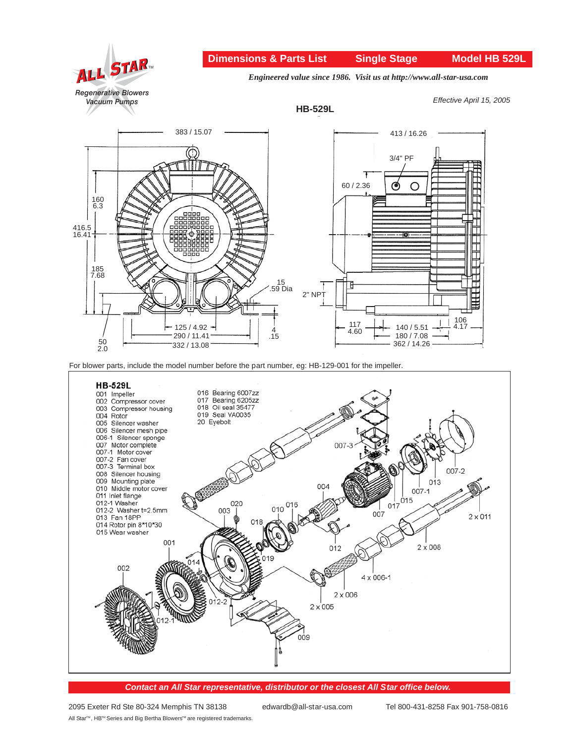# Dimensions & Parts List — Single Stage — Model HB 529L

*Engineered value since 1986. Visit us at http://www.all-star-usa.com*

*Effective April 15, 2005*

ALL STAR™
Regenerative Blowers
Vacuum Pumps

## HB-529L

383 / 15.07
413 / 16.26
3/4" PF
60 / 2.36
160
6.3
416.5
16.41
185
7.68
15
.59 Dia
2" NPT
125 / 4.92
290 / 11.41
332 / 13.08
4
.15
50
2.0
117
4.60
140 / 5.51
180 / 7.08
362 / 14.26
106
4.17

For blower parts, include the model number before the part number, eg: HB-129-001 for the impeller.

### HB-529L

- 001 Impeller
- 002 Compressor cover
- 003 Compressor housing
- 004 Rotor
- 005 Silencer washer
- 006 Silencer mesh pipe
- 006-1 Silencer sponge
- 007 Motor complete
- 007-1 Motor cover
- 007-2 Fan cover
- 007-3 Terminal box
- 008 Silencer housing
- 009 Mounting plate
- 010 Middle motor cover
- 011 Inlet flange
- 012-1 Washer
- 012-2 Washer t=2.5mm
- 013 Fan 18PP
- 014 Rotor pin 8*10*30
- 015 Wear washer
- 016 Bearing 6007zz
- 017 Bearing 6205zz
- 018 Oil seal 35477
- 019 Seal VA0035
- 20 Eyebolt

007-3
007-2
013
007-1
004
015
017
007
2 x 011
020
003
016
010
018
012
2 x 008
001
019
014
002
4 x 006-1
012-2
2 x 006
2 x 005
012-1
009

***Contact an All Star representative, distributor or the closest All Star office below.***

2095 Exeter Rd Ste 80-324 Memphis TN 38138    edwardb@all-star-usa.com    Tel 800-431-8258 Fax 901-758-0816

All Star™, HB™ Series and Big Bertha Blowers™ are registered trademarks.